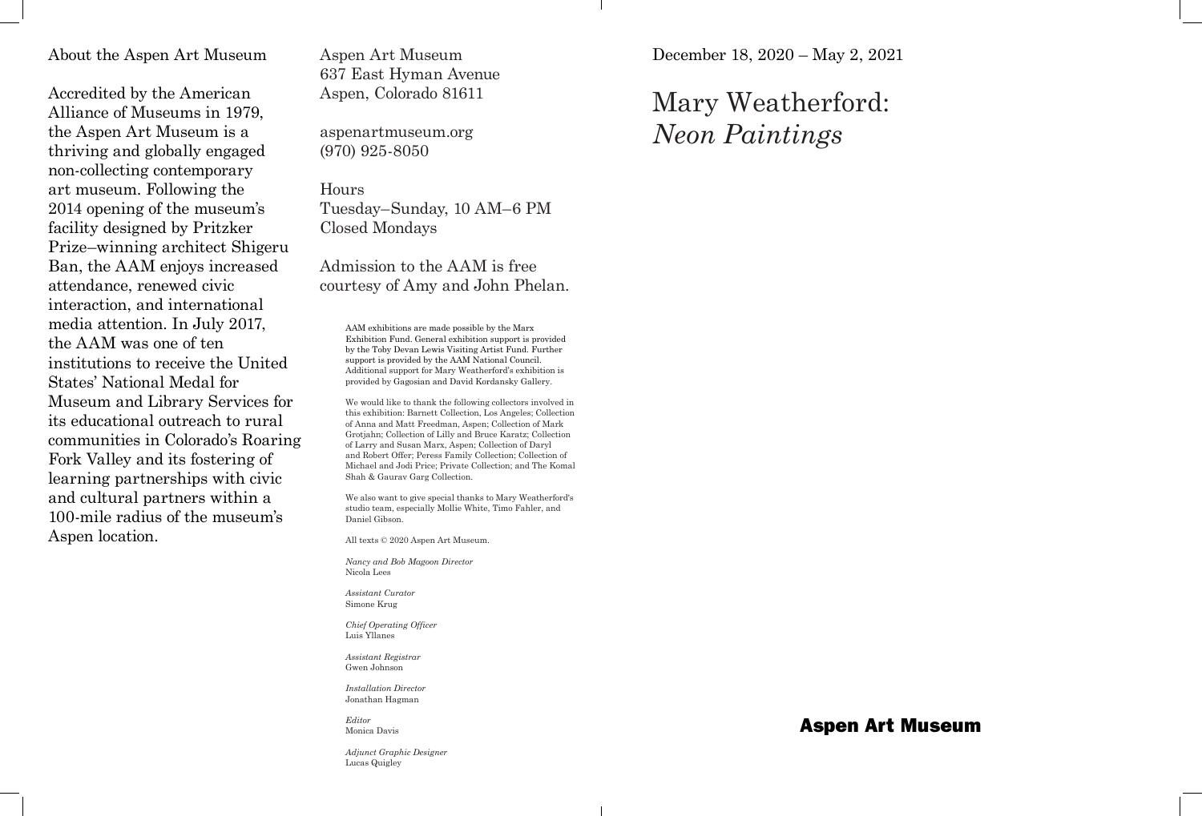## About the Aspen Art Museum

Accredited by the American Alliance of Museums in 1979, the Aspen Art Museum is a thriving and globally engaged non-collecting contemporary art museum. Following the 2014 opening of the museum's facility designed by Pritzker Prize–winning architect Shigeru Ban, the AAM enjoys increased attendance, renewed civic interaction, and international media attention. In July 2017, the AAM was one of ten institutions to receive the United States' National Medal for Museum and Library Services for its educational outreach to rural communities in Colorado's Roaring Fork Valley and its fostering of learning partnerships with civic and cultural partners within a 100-mile radius of the museum's Aspen location.

Aspen Art Museum
637 East Hyman Avenue
Aspen, Colorado 81611

aspenartmuseum.org
(970) 925-8050

Hours
Tuesday–Sunday, 10 AM–6 PM
Closed Mondays

Admission to the AAM is free courtesy of Amy and John Phelan.

AAM exhibitions are made possible by the Marx Exhibition Fund. General exhibition support is provided by the Toby Devan Lewis Visiting Artist Fund. Further support is provided by the AAM National Council. Additional support for Mary Weatherford's exhibition is provided by Gagosian and David Kordansky Gallery.

We would like to thank the following collectors involved in this exhibition: Barnett Collection, Los Angeles; Collection of Anna and Matt Freedman, Aspen; Collection of Mark Grotjahn; Collection of Lilly and Bruce Karatz; Collection of Larry and Susan Marx, Aspen; Collection of Daryl and Robert Offer; Peress Family Collection; Collection of Michael and Jodi Price; Private Collection; and The Komal Shah & Gaurav Garg Collection.

We also want to give special thanks to Mary Weatherford's studio team, especially Mollie White, Timo Fahler, and Daniel Gibson.

All texts © 2020 Aspen Art Museum.

*Nancy and Bob Magoon Director*
Nicola Lees

*Assistant Curator*
Simone Krug

*Chief Operating Officer*
Luis Yllanes

*Assistant Registrar*
Gwen Johnson

*Installation Director*
Jonathan Hagman

*Editor*
Monica Davis

*Adjunct Graphic Designer*
Lucas Quigley

December 18, 2020 – May 2, 2021

# Mary Weatherford: *Neon Paintings*

**Aspen Art Museum**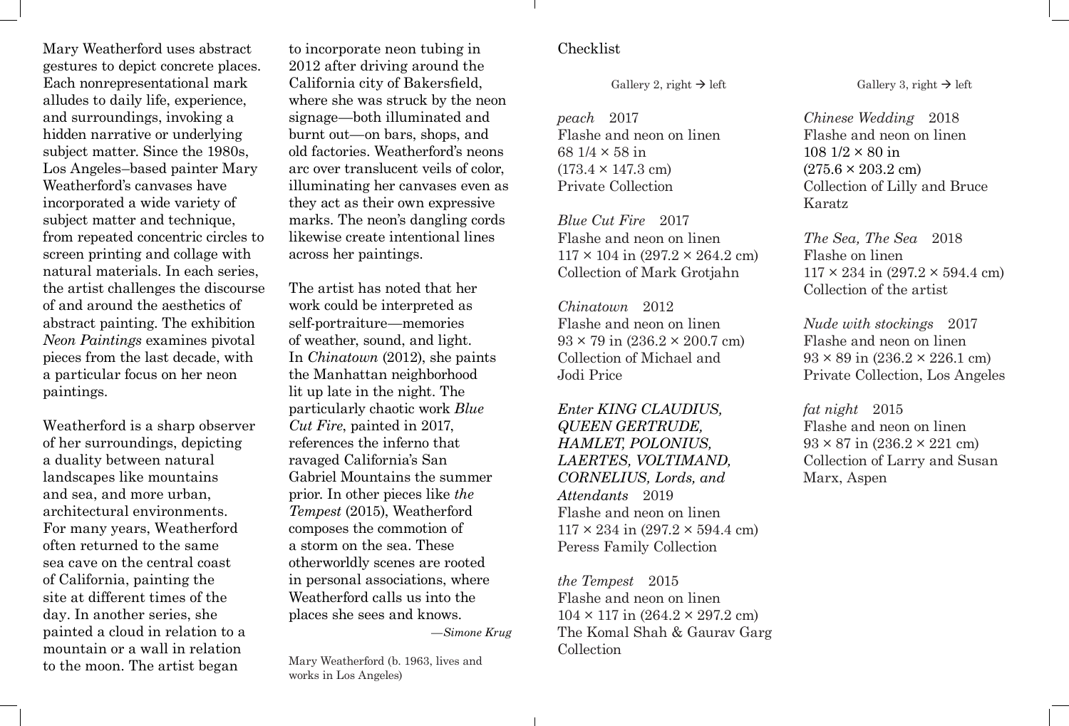Mary Weatherford uses abstract gestures to depict concrete places. Each nonrepresentational mark alludes to daily life, experience, and surroundings, invoking a hidden narrative or underlying subject matter. Since the 1980s, Los Angeles–based painter Mary Weatherford's canvases have incorporated a wide variety of subject matter and technique, from repeated concentric circles to screen printing and collage with natural materials. In each series, the artist challenges the discourse of and around the aesthetics of abstract painting. The exhibition *Neon Paintings* examines pivotal pieces from the last decade, with a particular focus on her neon paintings.

Weatherford is a sharp observer of her surroundings, depicting a duality between natural landscapes like mountains and sea, and more urban, architectural environments. For many years, Weatherford often returned to the same sea cave on the central coast of California, painting the site at different times of the day. In another series, she painted a cloud in relation to a mountain or a wall in relation to the moon. The artist began to incorporate neon tubing in 2012 after driving around the California city of Bakersfield, where she was struck by the neon signage—both illuminated and burnt out—on bars, shops, and old factories. Weatherford's neons arc over translucent veils of color, illuminating her canvases even as they act as their own expressive marks. The neon's dangling cords likewise create intentional lines across her paintings.

The artist has noted that her work could be interpreted as self-portraiture—memories of weather, sound, and light. In *Chinatown* (2012), she paints the Manhattan neighborhood lit up late in the night. The particularly chaotic work *Blue Cut Fire*, painted in 2017, references the inferno that ravaged California's San Gabriel Mountains the summer prior. In other pieces like *the Tempest* (2015), Weatherford composes the commotion of a storm on the sea. These otherworldly scenes are rooted in personal associations, where Weatherford calls us into the places she sees and knows.

—*Simone Krug*

Mary Weatherford (b. 1963, lives and works in Los Angeles)

## Checklist

Gallery 2, right → left

*peach* 2017
Flashe and neon on linen
68 1/4 × 58 in
(173.4 × 147.3 cm)
Private Collection

*Blue Cut Fire* 2017
Flashe and neon on linen
117 × 104 in (297.2 × 264.2 cm)
Collection of Mark Grotjahn

*Chinatown* 2012
Flashe and neon on linen
93 × 79 in (236.2 × 200.7 cm)
Collection of Michael and Jodi Price

*Enter KING CLAUDIUS, QUEEN GERTRUDE, HAMLET, POLONIUS, LAERTES, VOLTIMAND, CORNELIUS, Lords, and Attendants* 2019
Flashe and neon on linen
117 × 234 in (297.2 × 594.4 cm)
Peress Family Collection

*the Tempest* 2015
Flashe and neon on linen
104 × 117 in (264.2 × 297.2 cm)
The Komal Shah & Gaurav Garg Collection

Gallery 3, right → left

*Chinese Wedding* 2018
Flashe and neon on linen
108 1/2 × 80 in
(275.6 × 203.2 cm)
Collection of Lilly and Bruce Karatz

*The Sea, The Sea* 2018
Flashe on linen
117 × 234 in (297.2 × 594.4 cm)
Collection of the artist

*Nude with stockings* 2017
Flashe and neon on linen
93 × 89 in (236.2 × 226.1 cm)
Private Collection, Los Angeles

*fat night* 2015
Flashe and neon on linen
93 × 87 in (236.2 × 221 cm)
Collection of Larry and Susan Marx, Aspen